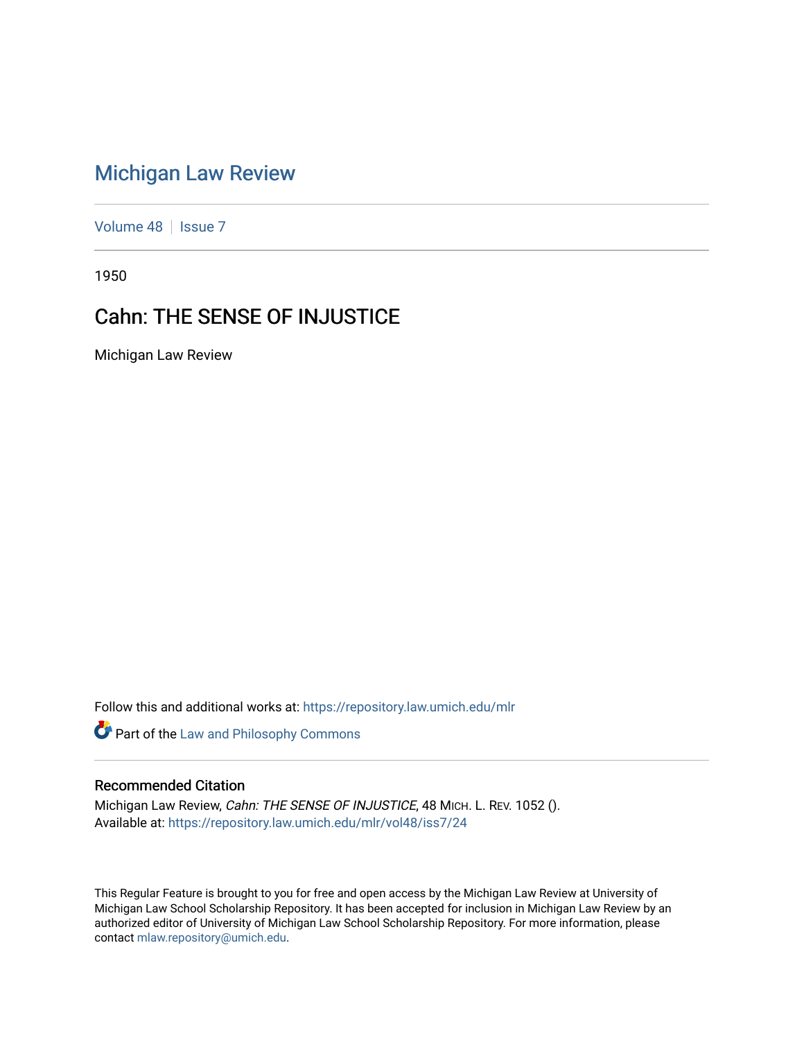# Michigan Law Review

Volume 48 | Issue 7

1950

## Cahn: THE SENSE OF INJUSTICE

Michigan Law Review

Follow this and additional works at: https://repository.law.umich.edu/mlr

Part of the Law and Philosophy Commons

### Recommended Citation

Michigan Law Review, *Cahn: THE SENSE OF INJUSTICE*, 48 MICH. L. REV. 1052 ().
Available at: https://repository.law.umich.edu/mlr/vol48/iss7/24

This Regular Feature is brought to you for free and open access by the Michigan Law Review at University of Michigan Law School Scholarship Repository. It has been accepted for inclusion in Michigan Law Review by an authorized editor of University of Michigan Law School Scholarship Repository. For more information, please contact mlaw.repository@umich.edu.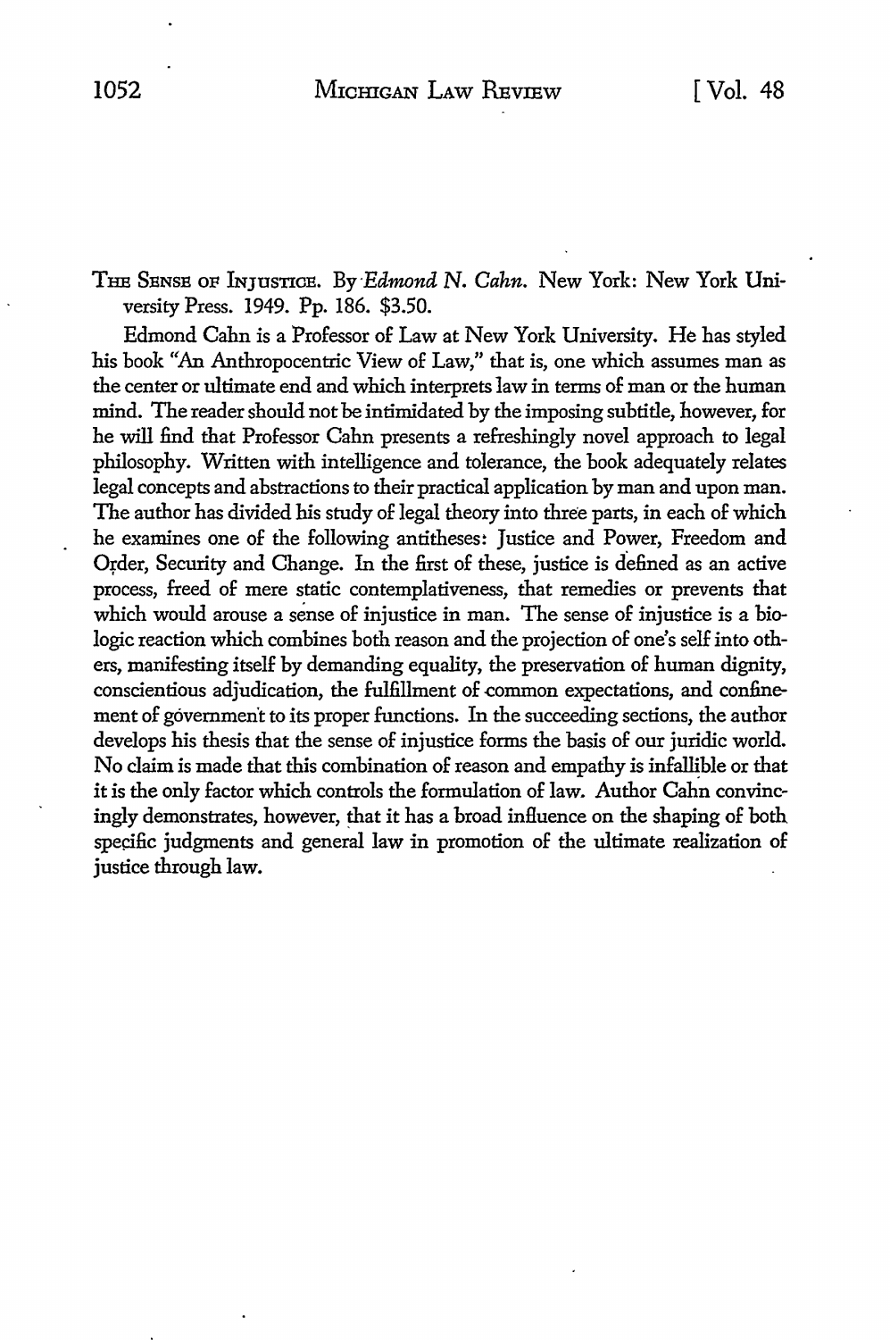THE SENSE OF INJUSTICE. By *Edmond N. Cahn.* New York: New York University Press. 1949. Pp. 186. $3.50.

Edmond Cahn is a Professor of Law at New York University. He has styled his book "An Anthropocentric View of Law," that is, one which assumes man as the center or ultimate end and which interprets law in terms of man or the human mind. The reader should not be intimidated by the imposing subtitle, however, for he will find that Professor Cahn presents a refreshingly novel approach to legal philosophy. Written with intelligence and tolerance, the book adequately relates legal concepts and abstractions to their practical application by man and upon man. The author has divided his study of legal theory into three parts, in each of which he examines one of the following antitheses: Justice and Power, Freedom and Order, Security and Change. In the first of these, justice is defined as an active process, freed of mere static contemplativeness, that remedies or prevents that which would arouse a sense of injustice in man. The sense of injustice is a biologic reaction which combines both reason and the projection of one's self into others, manifesting itself by demanding equality, the preservation of human dignity, conscientious adjudication, the fulfillment of common expectations, and confinement of government to its proper functions. In the succeeding sections, the author develops his thesis that the sense of injustice forms the basis of our juridic world. No claim is made that this combination of reason and empathy is infallible or that it is the only factor which controls the formulation of law. Author Cahn convincingly demonstrates, however, that it has a broad influence on the shaping of both specific judgments and general law in promotion of the ultimate realization of justice through law.